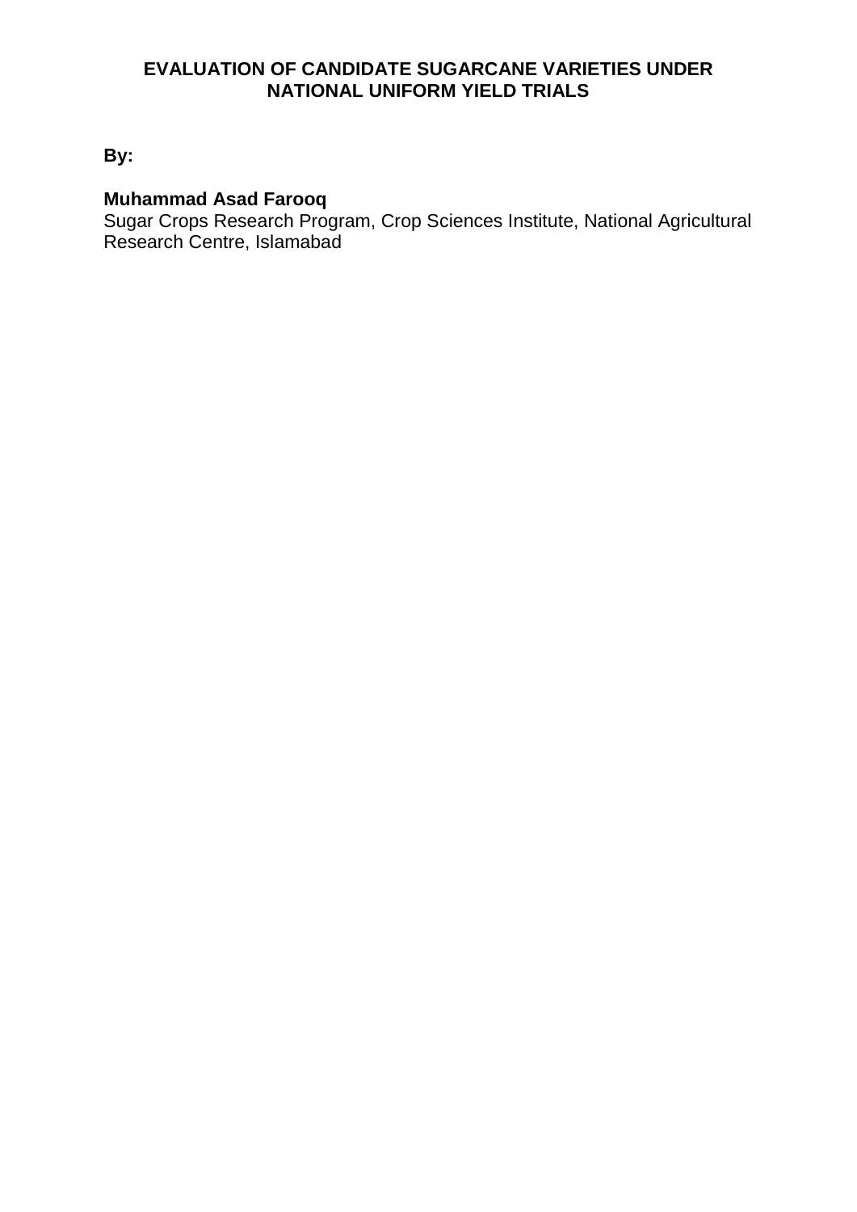# EVALUATION OF CANDIDATE SUGARCANE VARIETIES UNDER NATIONAL UNIFORM YIELD TRIALS

**By:**

**Muhammad Asad Farooq**
Sugar Crops Research Program, Crop Sciences Institute, National Agricultural Research Centre, Islamabad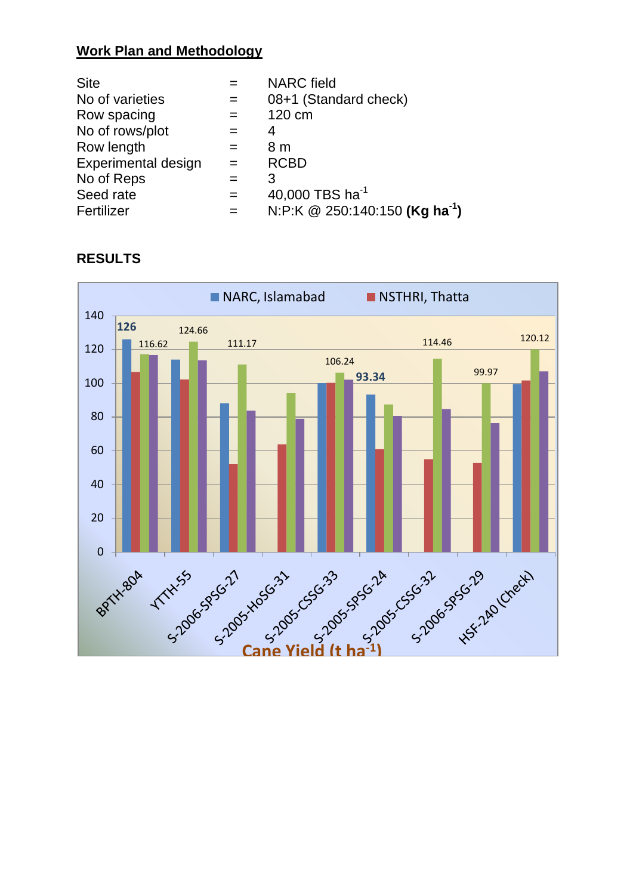## Work Plan and Methodology

| | | |
|---|---|---|
| Site | = | NARC field |
| No of varieties | = | 08+1 (Standard check) |
| Row spacing | = | 120 cm |
| No of rows/plot | = | 4 |
| Row length | = | 8 m |
| Experimental design | = | RCBD |
| No of Reps | = | 3 |
| Seed rate | = | 40,000 TBS $ha^{-1}$ |
| Fertilizer | = | N:P:K @ 250:140:150 **(Kg $ha^{-1}$)** |

## RESULTS

NARC, Islamabad NSTHRI, Thatta

140
120
100
80
60
40
20
0

126 116.62 124.66 111.17 106.24 93.34 114.46 99.97 120.12

BPTH-804 YTTH-55 S-2006-SPSG-27 S-2005-HoSG-31 S-2005-CSSG-33 S-2005-SPSG-24 S-2005-CSSG-32 S-2006-SPSG-29 HSF-240 (Check)

Cane Yield (t $ha^{-1}$)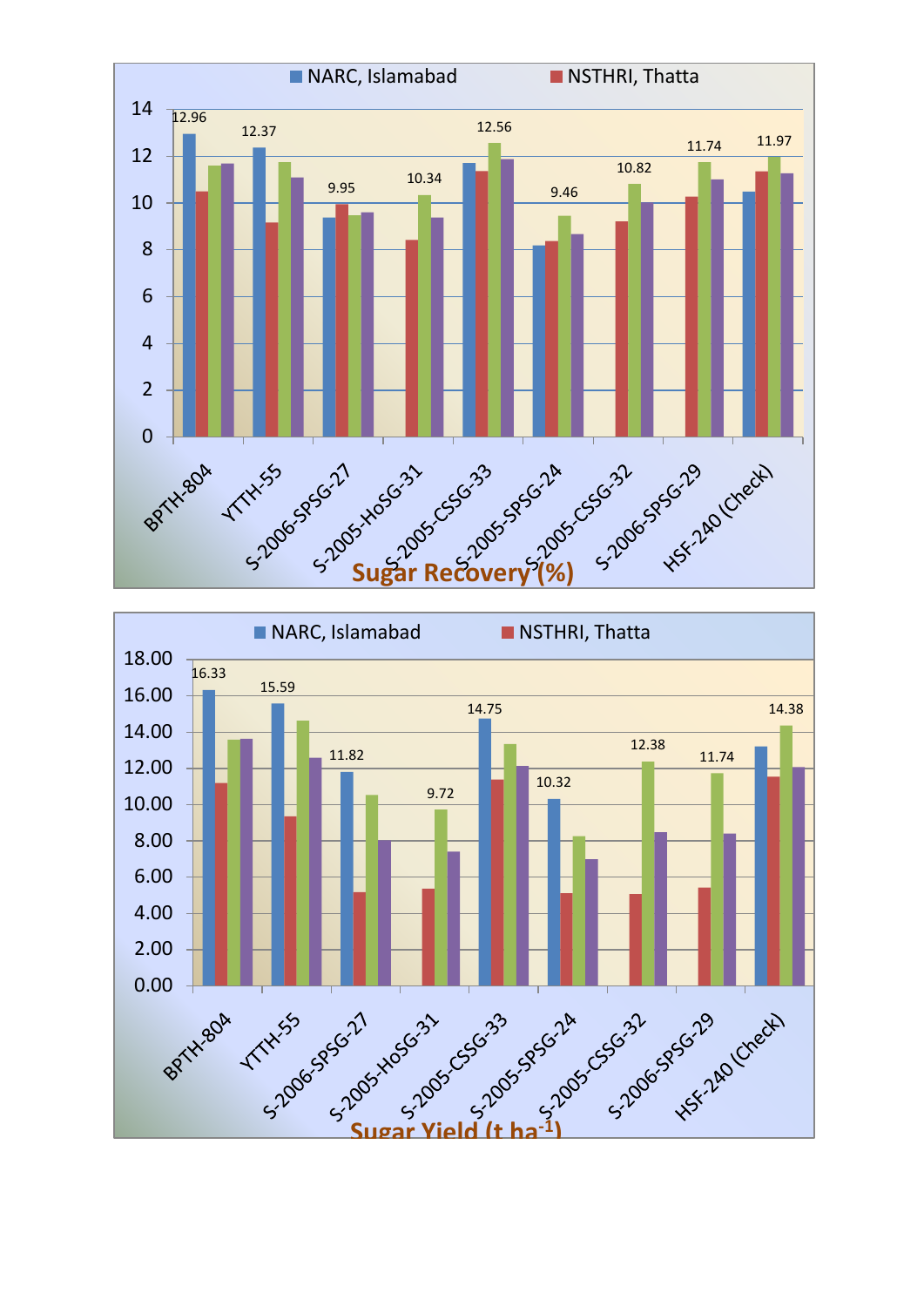| | NARC, Islamabad | NSTHRI, Thatta | | |
|---|---|---|---|---|
| BPTH-804 | 12.96 | | | |
| YTTH-55 | 12.37 | | | |
| S-2006-SPSG-27 | | 9.95 | | |
| S-2005-HoSG-31 | | | 10.34 | |
| S-2005-CSSG-33 | | | 12.56 | |
| S-2005-SPSG-24 | | | 9.46 | |
| S-2005-CSSG-32 | | | 10.82 | |
| S-2006-SPSG-29 | | | 11.74 | |
| HSF-240 (Check) | | | 11.97 | |

**Sugar Recovery (%)**

| | NARC, Islamabad | NSTHRI, Thatta | | |
|---|---|---|---|---|
| BPTH-804 | 16.33 | | | |
| YTTH-55 | 15.59 | | | |
| S-2006-SPSG-27 | 11.82 | | | |
| S-2005-HoSG-31 | | | 9.72 | |
| S-2005-CSSG-33 | 14.75 | | | |
| S-2005-SPSG-24 | 10.32 | | | |
| S-2005-CSSG-32 | | | 12.38 | |
| S-2006-SPSG-29 | | | 11.74 | |
| HSF-240 (Check) | | | 14.38 | |

**Sugar Yield (t ha$^{-1}$)**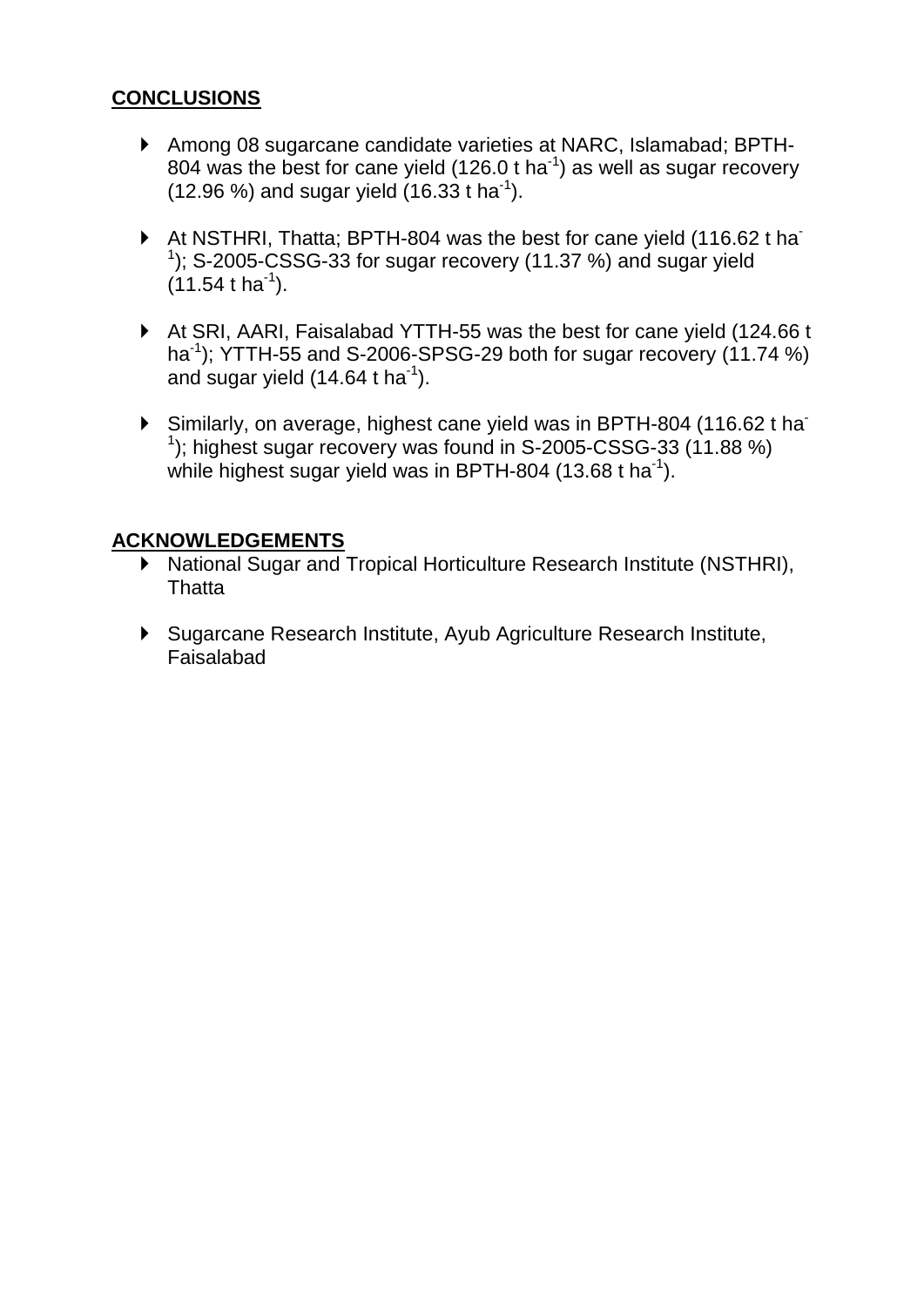## CONCLUSIONS

- Among 08 sugarcane candidate varieties at NARC, Islamabad; BPTH-804 was the best for cane yield (126.0 t $ha^{-1}$) as well as sugar recovery (12.96 %) and sugar yield (16.33 t $ha^{-1}$).
- At NSTHRI, Thatta; BPTH-804 was the best for cane yield (116.62 t $ha^{-1}$); S-2005-CSSG-33 for sugar recovery (11.37 %) and sugar yield (11.54 t $ha^{-1}$).
- At SRI, AARI, Faisalabad YTTH-55 was the best for cane yield (124.66 t $ha^{-1}$); YTTH-55 and S-2006-SPSG-29 both for sugar recovery (11.74 %) and sugar yield (14.64 t $ha^{-1}$).
- Similarly, on average, highest cane yield was in BPTH-804 (116.62 t $ha^{-1}$); highest sugar recovery was found in S-2005-CSSG-33 (11.88 %) while highest sugar yield was in BPTH-804 (13.68 t $ha^{-1}$).

## ACKNOWLEDGEMENTS

- National Sugar and Tropical Horticulture Research Institute (NSTHRI), Thatta
- Sugarcane Research Institute, Ayub Agriculture Research Institute, Faisalabad